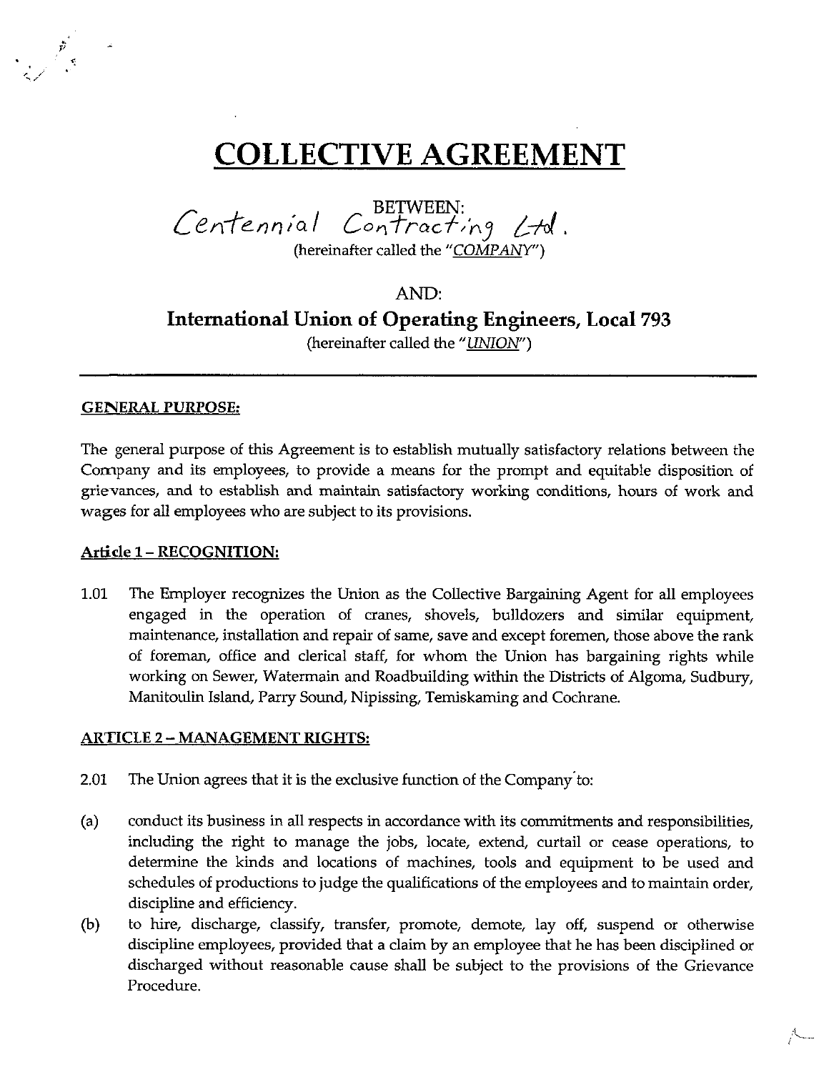# COLLECTIVE AGREEMENT

BETWEEN:
Centennial Contracting Ltd.
(hereinafter called the "*COMPANY*")

AND:

**International Union of Operating Engineers, Local 793**
(hereinafter called the "*UNION*")

---

## GENERAL PURPOSE:

The general purpose of this Agreement is to establish mutually satisfactory relations between the Company and its employees, to provide a means for the prompt and equitable disposition of grievances, and to establish and maintain satisfactory working conditions, hours of work and wages for all employees who are subject to its provisions.

## Article 1 – RECOGNITION:

1.01 The Employer recognizes the Union as the Collective Bargaining Agent for all employees engaged in the operation of cranes, shovels, bulldozers and similar equipment, maintenance, installation and repair of same, save and except foremen, those above the rank of foreman, office and clerical staff, for whom the Union has bargaining rights while working on Sewer, Watermain and Roadbuilding within the Districts of Algoma, Sudbury, Manitoulin Island, Parry Sound, Nipissing, Temiskaming and Cochrane.

## ARTICLE 2 – MANAGEMENT RIGHTS:

2.01 The Union agrees that it is the exclusive function of the Company to:

(a) conduct its business in all respects in accordance with its commitments and responsibilities, including the right to manage the jobs, locate, extend, curtail or cease operations, to determine the kinds and locations of machines, tools and equipment to be used and schedules of productions to judge the qualifications of the employees and to maintain order, discipline and efficiency.

(b) to hire, discharge, classify, transfer, promote, demote, lay off, suspend or otherwise discipline employees, provided that a claim by an employee that he has been disciplined or discharged without reasonable cause shall be subject to the provisions of the Grievance Procedure.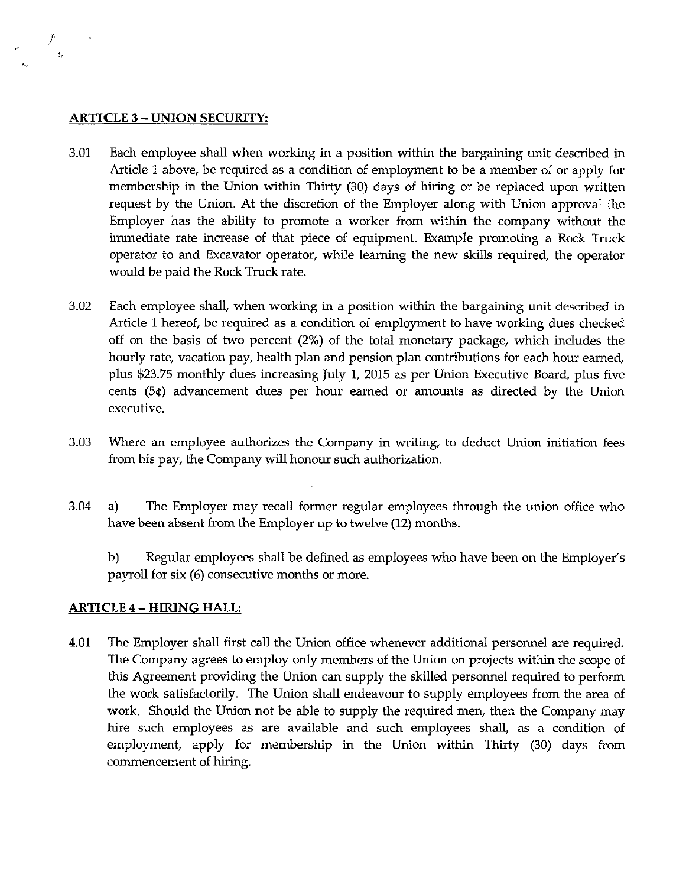## ARTICLE 3 – UNION SECURITY:

3.01 Each employee shall when working in a position within the bargaining unit described in Article 1 above, be required as a condition of employment to be a member of or apply for membership in the Union within Thirty (30) days of hiring or be replaced upon written request by the Union. At the discretion of the Employer along with Union approval the Employer has the ability to promote a worker from within the company without the immediate rate increase of that piece of equipment. Example promoting a Rock Truck operator to and Excavator operator, while learning the new skills required, the operator would be paid the Rock Truck rate.

3.02 Each employee shall, when working in a position within the bargaining unit described in Article 1 hereof, be required as a condition of employment to have working dues checked off on the basis of two percent (2%) of the total monetary package, which includes the hourly rate, vacation pay, health plan and pension plan contributions for each hour earned, plus $23.75 monthly dues increasing July 1, 2015 as per Union Executive Board, plus five cents (5¢) advancement dues per hour earned or amounts as directed by the Union executive.

3.03 Where an employee authorizes the Company in writing, to deduct Union initiation fees from his pay, the Company will honour such authorization.

3.04 a) The Employer may recall former regular employees through the union office who have been absent from the Employer up to twelve (12) months.

b) Regular employees shall be defined as employees who have been on the Employer's payroll for six (6) consecutive months or more.

## ARTICLE 4 – HIRING HALL:

4.01 The Employer shall first call the Union office whenever additional personnel are required. The Company agrees to employ only members of the Union on projects within the scope of this Agreement providing the Union can supply the skilled personnel required to perform the work satisfactorily. The Union shall endeavour to supply employees from the area of work. Should the Union not be able to supply the required men, then the Company may hire such employees as are available and such employees shall, as a condition of employment, apply for membership in the Union within Thirty (30) days from commencement of hiring.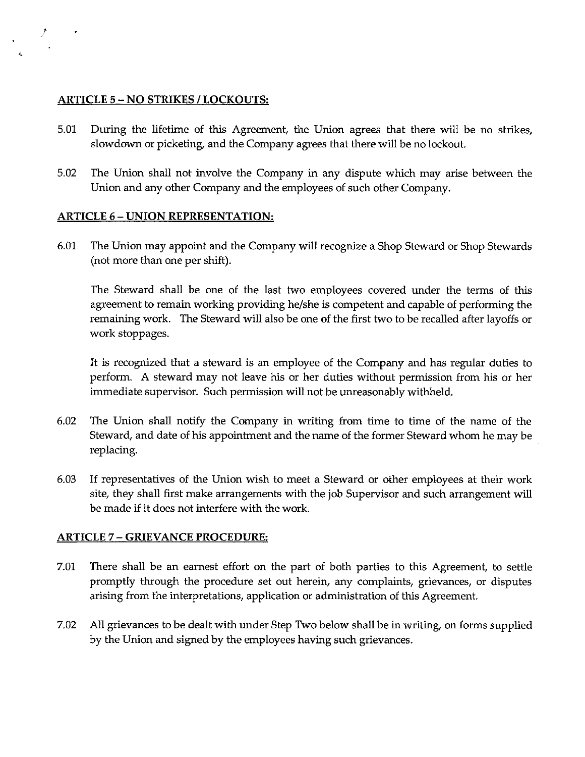## ARTICLE 5 – NO STRIKES / LOCKOUTS:

5.01 During the lifetime of this Agreement, the Union agrees that there will be no strikes, slowdown or picketing, and the Company agrees that there will be no lockout.

5.02 The Union shall not involve the Company in any dispute which may arise between the Union and any other Company and the employees of such other Company.

## ARTICLE 6 – UNION REPRESENTATION:

6.01 The Union may appoint and the Company will recognize a Shop Steward or Shop Stewards (not more than one per shift).

The Steward shall be one of the last two employees covered under the terms of this agreement to remain working providing he/she is competent and capable of performing the remaining work. The Steward will also be one of the first two to be recalled after layoffs or work stoppages.

It is recognized that a steward is an employee of the Company and has regular duties to perform. A steward may not leave his or her duties without permission from his or her immediate supervisor. Such permission will not be unreasonably withheld.

6.02 The Union shall notify the Company in writing from time to time of the name of the Steward, and date of his appointment and the name of the former Steward whom he may be replacing.

6.03 If representatives of the Union wish to meet a Steward or other employees at their work site, they shall first make arrangements with the job Supervisor and such arrangement will be made if it does not interfere with the work.

## ARTICLE 7 – GRIEVANCE PROCEDURE:

7.01 There shall be an earnest effort on the part of both parties to this Agreement, to settle promptly through the procedure set out herein, any complaints, grievances, or disputes arising from the interpretations, application or administration of this Agreement.

7.02 All grievances to be dealt with under Step Two below shall be in writing, on forms supplied by the Union and signed by the employees having such grievances.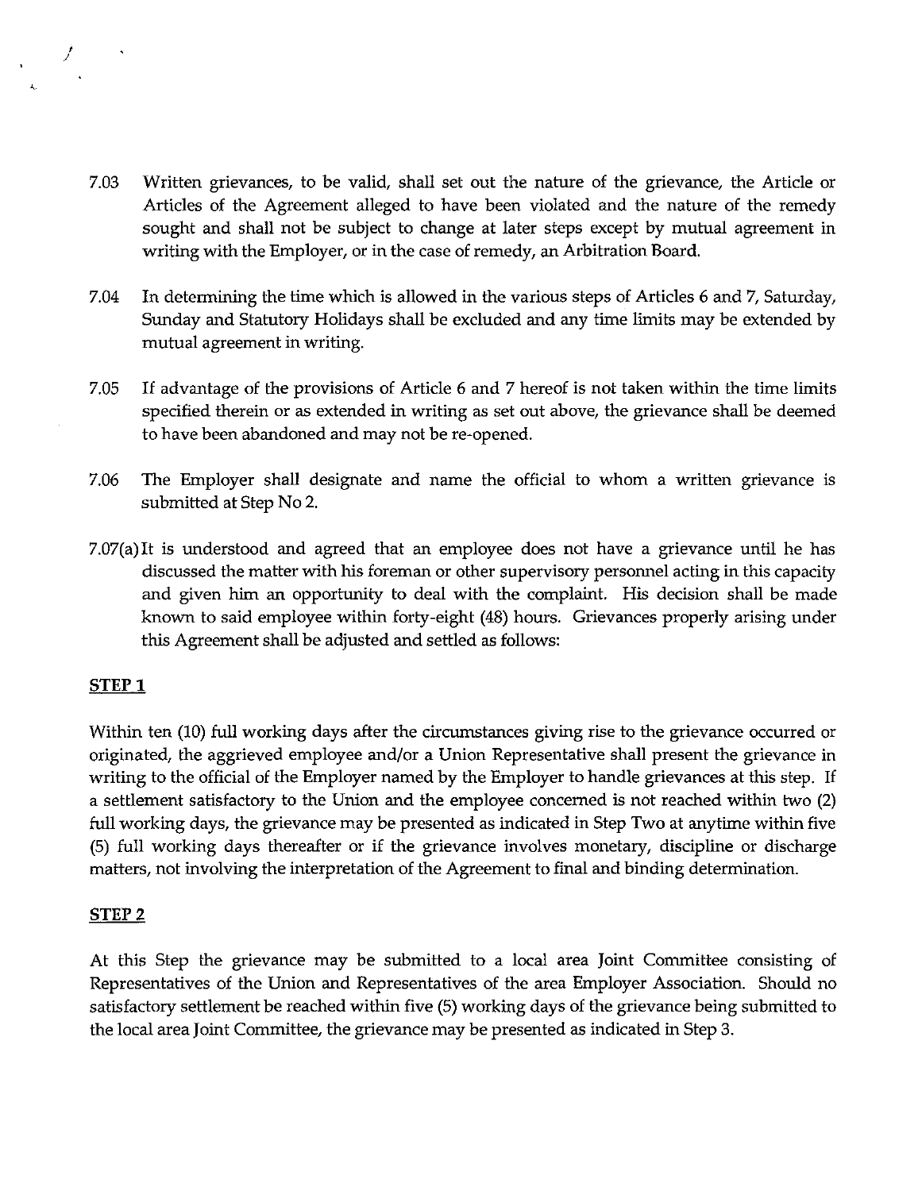7.03 Written grievances, to be valid, shall set out the nature of the grievance, the Article or Articles of the Agreement alleged to have been violated and the nature of the remedy sought and shall not be subject to change at later steps except by mutual agreement in writing with the Employer, or in the case of remedy, an Arbitration Board.

7.04 In determining the time which is allowed in the various steps of Articles 6 and 7, Saturday, Sunday and Statutory Holidays shall be excluded and any time limits may be extended by mutual agreement in writing.

7.05 If advantage of the provisions of Article 6 and 7 hereof is not taken within the time limits specified therein or as extended in writing as set out above, the grievance shall be deemed to have been abandoned and may not be re-opened.

7.06 The Employer shall designate and name the official to whom a written grievance is submitted at Step No 2.

7.07(a) It is understood and agreed that an employee does not have a grievance until he has discussed the matter with his foreman or other supervisory personnel acting in this capacity and given him an opportunity to deal with the complaint. His decision shall be made known to said employee within forty-eight (48) hours. Grievances properly arising under this Agreement shall be adjusted and settled as follows:

**STEP 1**

Within ten (10) full working days after the circumstances giving rise to the grievance occurred or originated, the aggrieved employee and/or a Union Representative shall present the grievance in writing to the official of the Employer named by the Employer to handle grievances at this step. If a settlement satisfactory to the Union and the employee concerned is not reached within two (2) full working days, the grievance may be presented as indicated in Step Two at anytime within five (5) full working days thereafter or if the grievance involves monetary, discipline or discharge matters, not involving the interpretation of the Agreement to final and binding determination.

**STEP 2**

At this Step the grievance may be submitted to a local area Joint Committee consisting of Representatives of the Union and Representatives of the area Employer Association. Should no satisfactory settlement be reached within five (5) working days of the grievance being submitted to the local area Joint Committee, the grievance may be presented as indicated in Step 3.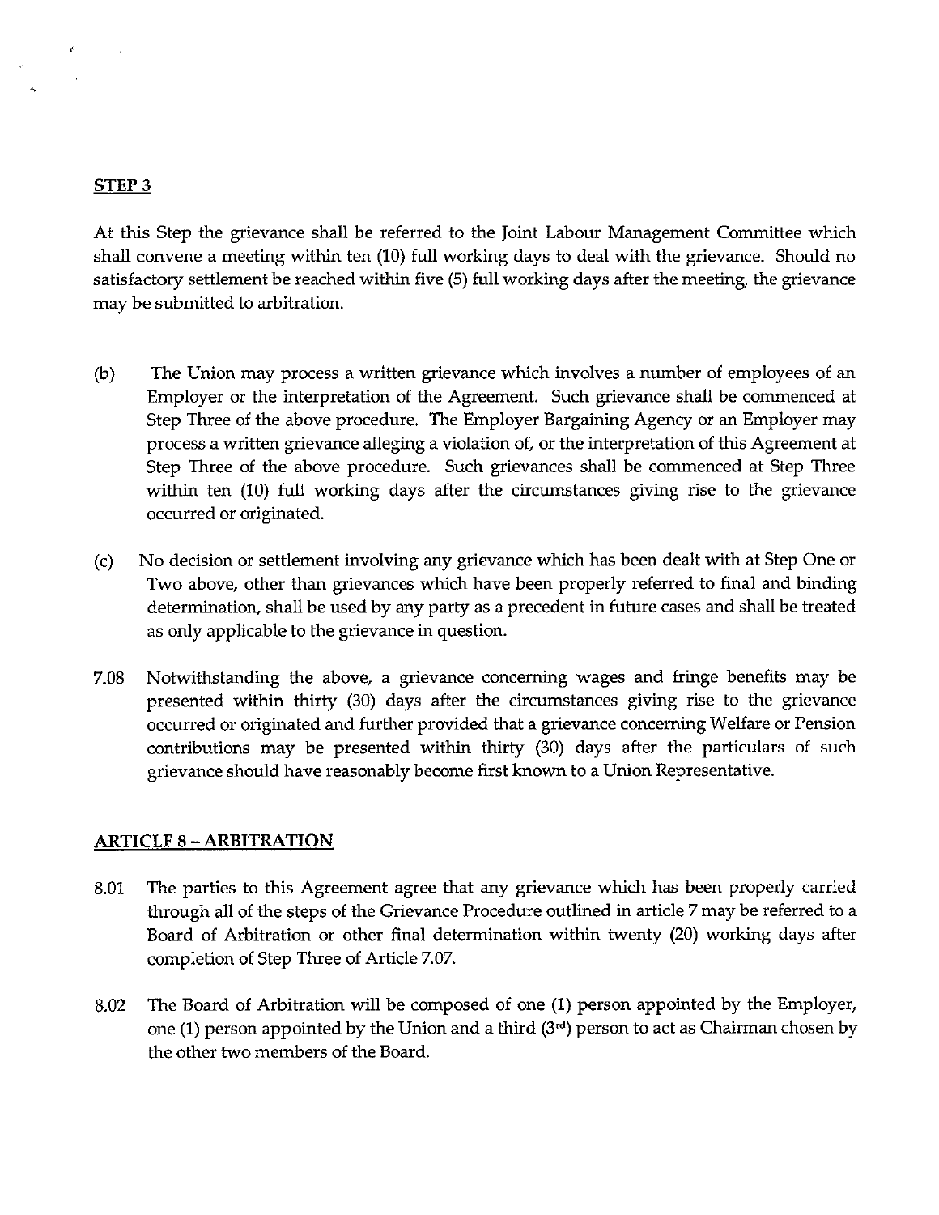**STEP 3**

At this Step the grievance shall be referred to the Joint Labour Management Committee which shall convene a meeting within ten (10) full working days to deal with the grievance. Should no satisfactory settlement be reached within five (5) full working days after the meeting, the grievance may be submitted to arbitration.

(b) The Union may process a written grievance which involves a number of employees of an Employer or the interpretation of the Agreement. Such grievance shall be commenced at Step Three of the above procedure. The Employer Bargaining Agency or an Employer may process a written grievance alleging a violation of, or the interpretation of this Agreement at Step Three of the above procedure. Such grievances shall be commenced at Step Three within ten (10) full working days after the circumstances giving rise to the grievance occurred or originated.

(c) No decision or settlement involving any grievance which has been dealt with at Step One or Two above, other than grievances which have been properly referred to final and binding determination, shall be used by any party as a precedent in future cases and shall be treated as only applicable to the grievance in question.

7.08 Notwithstanding the above, a grievance concerning wages and fringe benefits may be presented within thirty (30) days after the circumstances giving rise to the grievance occurred or originated and further provided that a grievance concerning Welfare or Pension contributions may be presented within thirty (30) days after the particulars of such grievance should have reasonably become first known to a Union Representative.

## ARTICLE 8 – ARBITRATION

8.01 The parties to this Agreement agree that any grievance which has been properly carried through all of the steps of the Grievance Procedure outlined in article 7 may be referred to a Board of Arbitration or other final determination within twenty (20) working days after completion of Step Three of Article 7.07.

8.02 The Board of Arbitration will be composed of one (1) person appointed by the Employer, one (1) person appointed by the Union and a third (3rd) person to act as Chairman chosen by the other two members of the Board.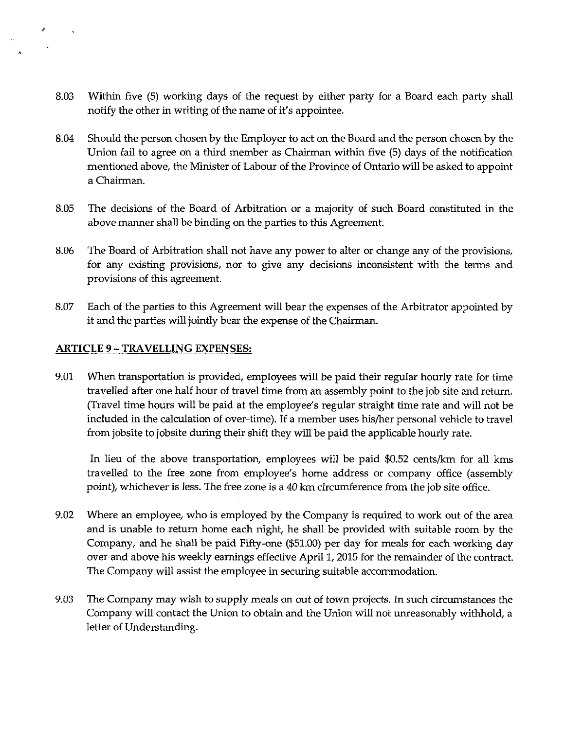8.03 Within five (5) working days of the request by either party for a Board each party shall notify the other in writing of the name of it's appointee.

8.04 Should the person chosen by the Employer to act on the Board and the person chosen by the Union fail to agree on a third member as Chairman within five (5) days of the notification mentioned above, the Minister of Labour of the Province of Ontario will be asked to appoint a Chairman.

8.05 The decisions of the Board of Arbitration or a majority of such Board constituted in the above manner shall be binding on the parties to this Agreement.

8.06 The Board of Arbitration shall not have any power to alter or change any of the provisions, for any existing provisions, nor to give any decisions inconsistent with the terms and provisions of this agreement.

8.07 Each of the parties to this Agreement will bear the expenses of the Arbitrator appointed by it and the parties will jointly bear the expense of the Chairman.

## ARTICLE 9 – TRAVELLING EXPENSES:

9.01 When transportation is provided, employees will be paid their regular hourly rate for time travelled after one half hour of travel time from an assembly point to the job site and return. (Travel time hours will be paid at the employee's regular straight time rate and will not be included in the calculation of over-time). If a member uses his/her personal vehicle to travel from jobsite to jobsite during their shift they will be paid the applicable hourly rate.

In lieu of the above transportation, employees will be paid $0.52 cents/km for all kms travelled to the free zone from employee's home address or company office (assembly point), whichever is less. The free zone is a 40 km circumference from the job site office.

9.02 Where an employee, who is employed by the Company is required to work out of the area and is unable to return home each night, he shall be provided with suitable room by the Company, and he shall be paid Fifty-one ($51.00) per day for meals for each working day over and above his weekly earnings effective April 1, 2015 for the remainder of the contract. The Company will assist the employee in securing suitable accommodation.

9.03 The Company may wish to supply meals on out of town projects. In such circumstances the Company will contact the Union to obtain and the Union will not unreasonably withhold, a letter of Understanding.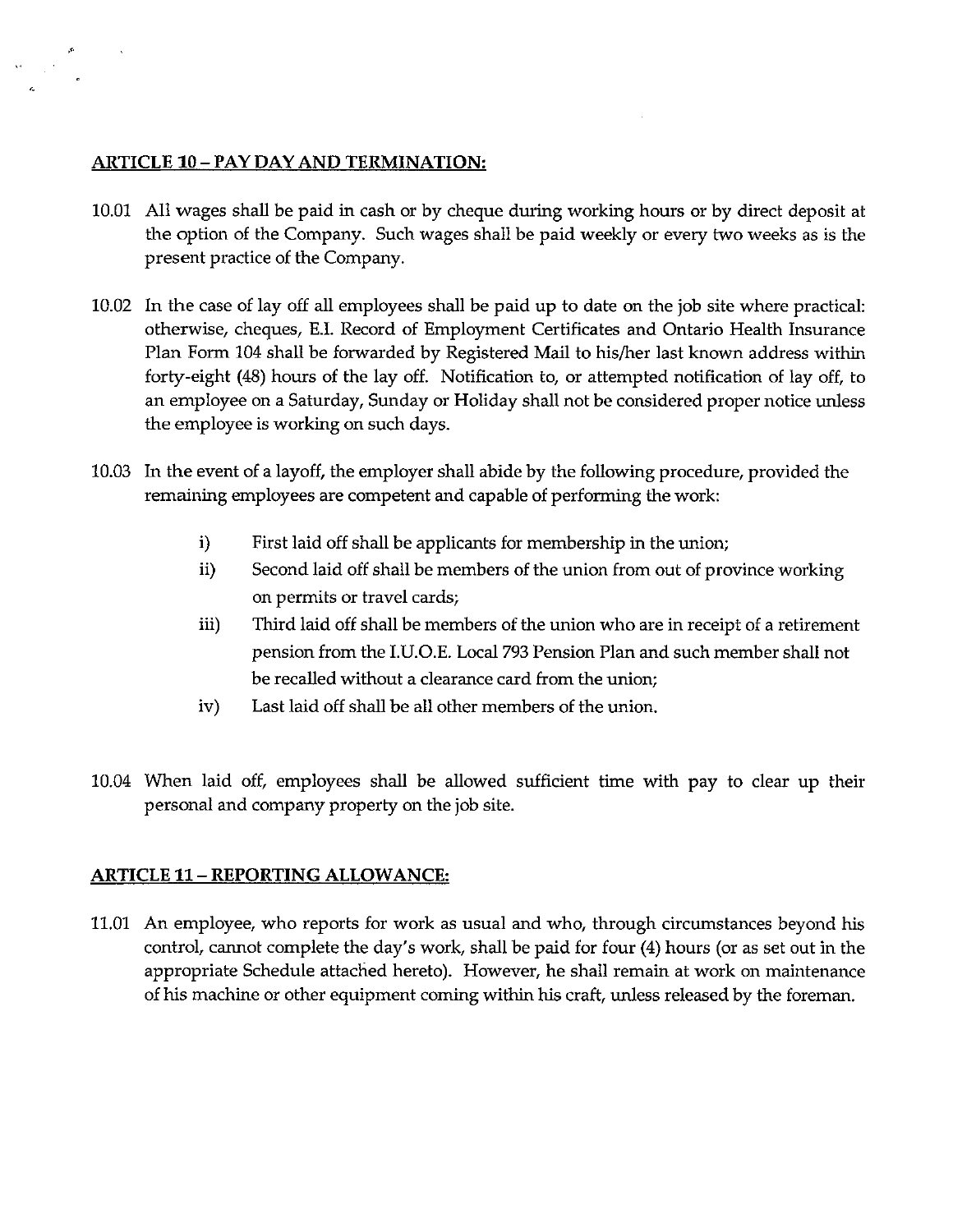## ARTICLE 10 – PAY DAY AND TERMINATION:

10.01 All wages shall be paid in cash or by cheque during working hours or by direct deposit at the option of the Company. Such wages shall be paid weekly or every two weeks as is the present practice of the Company.

10.02 In the case of lay off all employees shall be paid up to date on the job site where practical: otherwise, cheques, E.I. Record of Employment Certificates and Ontario Health Insurance Plan Form 104 shall be forwarded by Registered Mail to his/her last known address within forty-eight (48) hours of the lay off. Notification to, or attempted notification of lay off, to an employee on a Saturday, Sunday or Holiday shall not be considered proper notice unless the employee is working on such days.

10.03 In the event of a layoff, the employer shall abide by the following procedure, provided the remaining employees are competent and capable of performing the work:

- i) First laid off shall be applicants for membership in the union;
- ii) Second laid off shall be members of the union from out of province working on permits or travel cards;
- iii) Third laid off shall be members of the union who are in receipt of a retirement pension from the I.U.O.E. Local 793 Pension Plan and such member shall not be recalled without a clearance card from the union;
- iv) Last laid off shall be all other members of the union.

10.04 When laid off, employees shall be allowed sufficient time with pay to clear up their personal and company property on the job site.

## ARTICLE 11 – REPORTING ALLOWANCE:

11.01 An employee, who reports for work as usual and who, through circumstances beyond his control, cannot complete the day's work, shall be paid for four (4) hours (or as set out in the appropriate Schedule attached hereto). However, he shall remain at work on maintenance of his machine or other equipment coming within his craft, unless released by the foreman.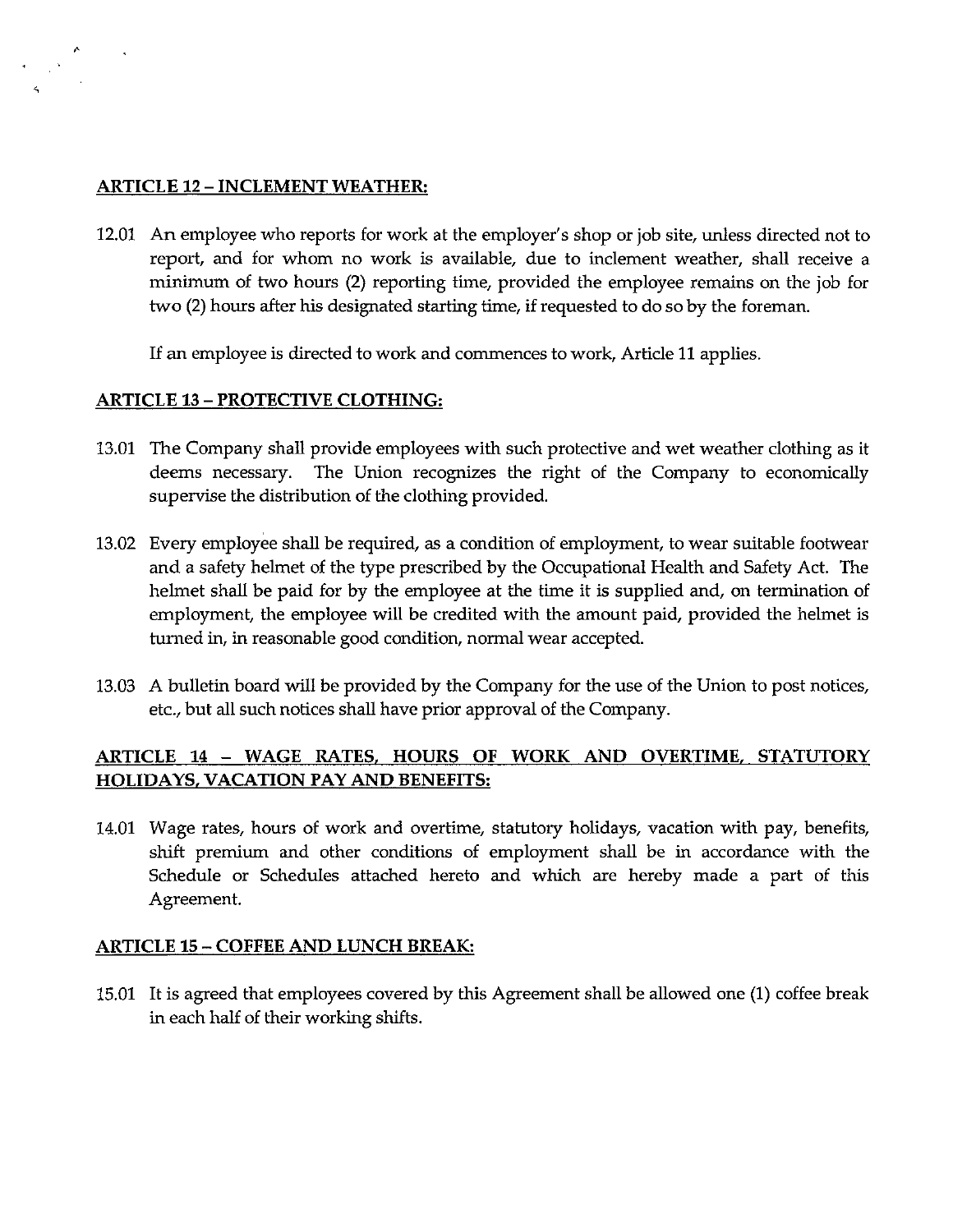## ARTICLE 12 – INCLEMENT WEATHER:

12.01 An employee who reports for work at the employer's shop or job site, unless directed not to report, and for whom no work is available, due to inclement weather, shall receive a minimum of two hours (2) reporting time, provided the employee remains on the job for two (2) hours after his designated starting time, if requested to do so by the foreman.

If an employee is directed to work and commences to work, Article 11 applies.

## ARTICLE 13 – PROTECTIVE CLOTHING:

13.01 The Company shall provide employees with such protective and wet weather clothing as it deems necessary. The Union recognizes the right of the Company to economically supervise the distribution of the clothing provided.

13.02 Every employee shall be required, as a condition of employment, to wear suitable footwear and a safety helmet of the type prescribed by the Occupational Health and Safety Act. The helmet shall be paid for by the employee at the time it is supplied and, on termination of employment, the employee will be credited with the amount paid, provided the helmet is turned in, in reasonable good condition, normal wear accepted.

13.03 A bulletin board will be provided by the Company for the use of the Union to post notices, etc., but all such notices shall have prior approval of the Company.

## ARTICLE 14 – WAGE RATES, HOURS OF WORK AND OVERTIME, STATUTORY HOLIDAYS, VACATION PAY AND BENEFITS:

14.01 Wage rates, hours of work and overtime, statutory holidays, vacation with pay, benefits, shift premium and other conditions of employment shall be in accordance with the Schedule or Schedules attached hereto and which are hereby made a part of this Agreement.

## ARTICLE 15 – COFFEE AND LUNCH BREAK:

15.01 It is agreed that employees covered by this Agreement shall be allowed one (1) coffee break in each half of their working shifts.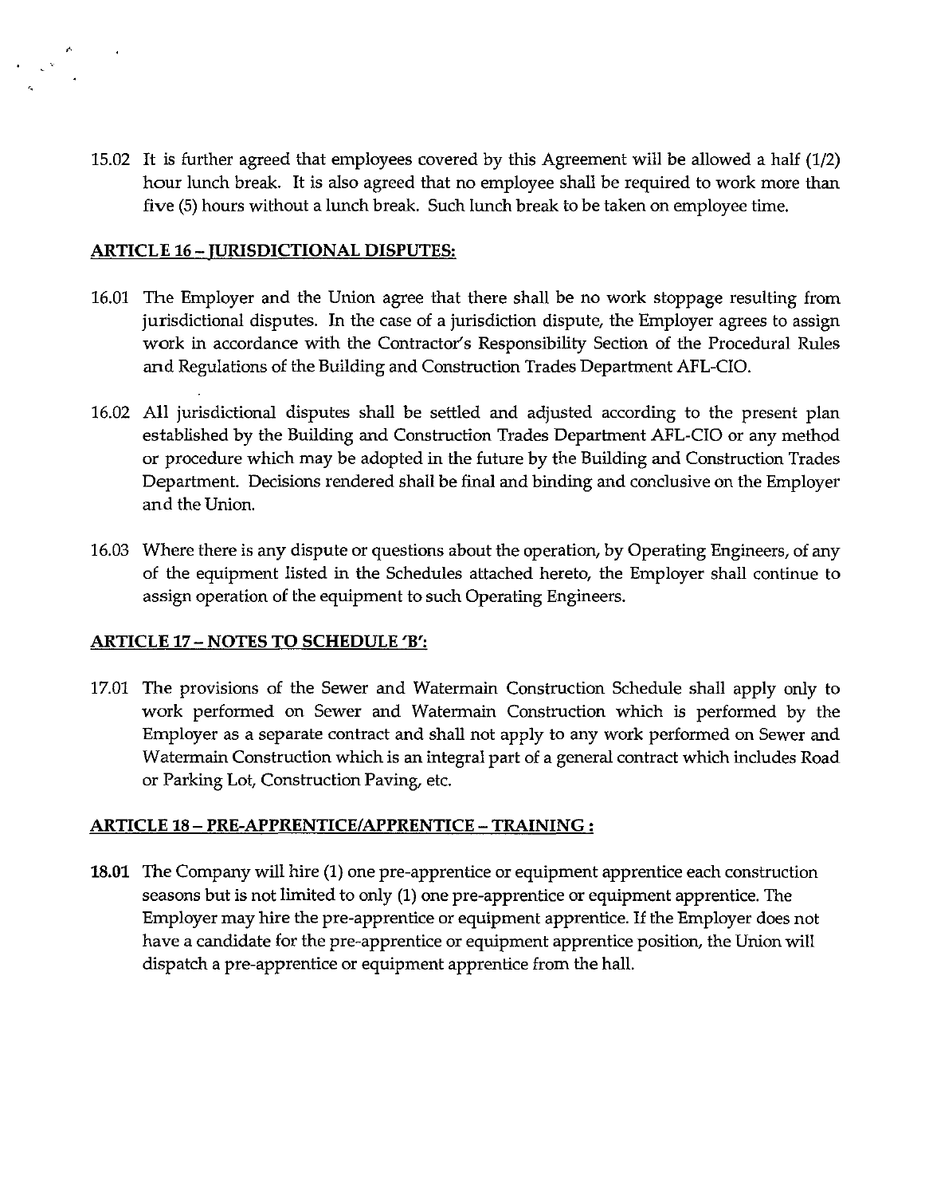15.02 It is further agreed that employees covered by this Agreement will be allowed a half (1/2) hour lunch break. It is also agreed that no employee shall be required to work more than five (5) hours without a lunch break. Such lunch break to be taken on employee time.

## ARTICLE 16 – JURISDICTIONAL DISPUTES:

16.01 The Employer and the Union agree that there shall be no work stoppage resulting from jurisdictional disputes. In the case of a jurisdiction dispute, the Employer agrees to assign work in accordance with the Contractor's Responsibility Section of the Procedural Rules and Regulations of the Building and Construction Trades Department AFL-CIO.

16.02 All jurisdictional disputes shall be settled and adjusted according to the present plan established by the Building and Construction Trades Department AFL-CIO or any method or procedure which may be adopted in the future by the Building and Construction Trades Department. Decisions rendered shall be final and binding and conclusive on the Employer and the Union.

16.03 Where there is any dispute or questions about the operation, by Operating Engineers, of any of the equipment listed in the Schedules attached hereto, the Employer shall continue to assign operation of the equipment to such Operating Engineers.

## ARTICLE 17 – NOTES TO SCHEDULE 'B':

17.01 The provisions of the Sewer and Watermain Construction Schedule shall apply only to work performed on Sewer and Watermain Construction which is performed by the Employer as a separate contract and shall not apply to any work performed on Sewer and Watermain Construction which is an integral part of a general contract which includes Road or Parking Lot, Construction Paving, etc.

## ARTICLE 18 – PRE-APPRENTICE/APPRENTICE – TRAINING :

**18.01** The Company will hire (1) one pre-apprentice or equipment apprentice each construction seasons but is not limited to only (1) one pre-apprentice or equipment apprentice. The Employer may hire the pre-apprentice or equipment apprentice. If the Employer does not have a candidate for the pre-apprentice or equipment apprentice position, the Union will dispatch a pre-apprentice or equipment apprentice from the hall.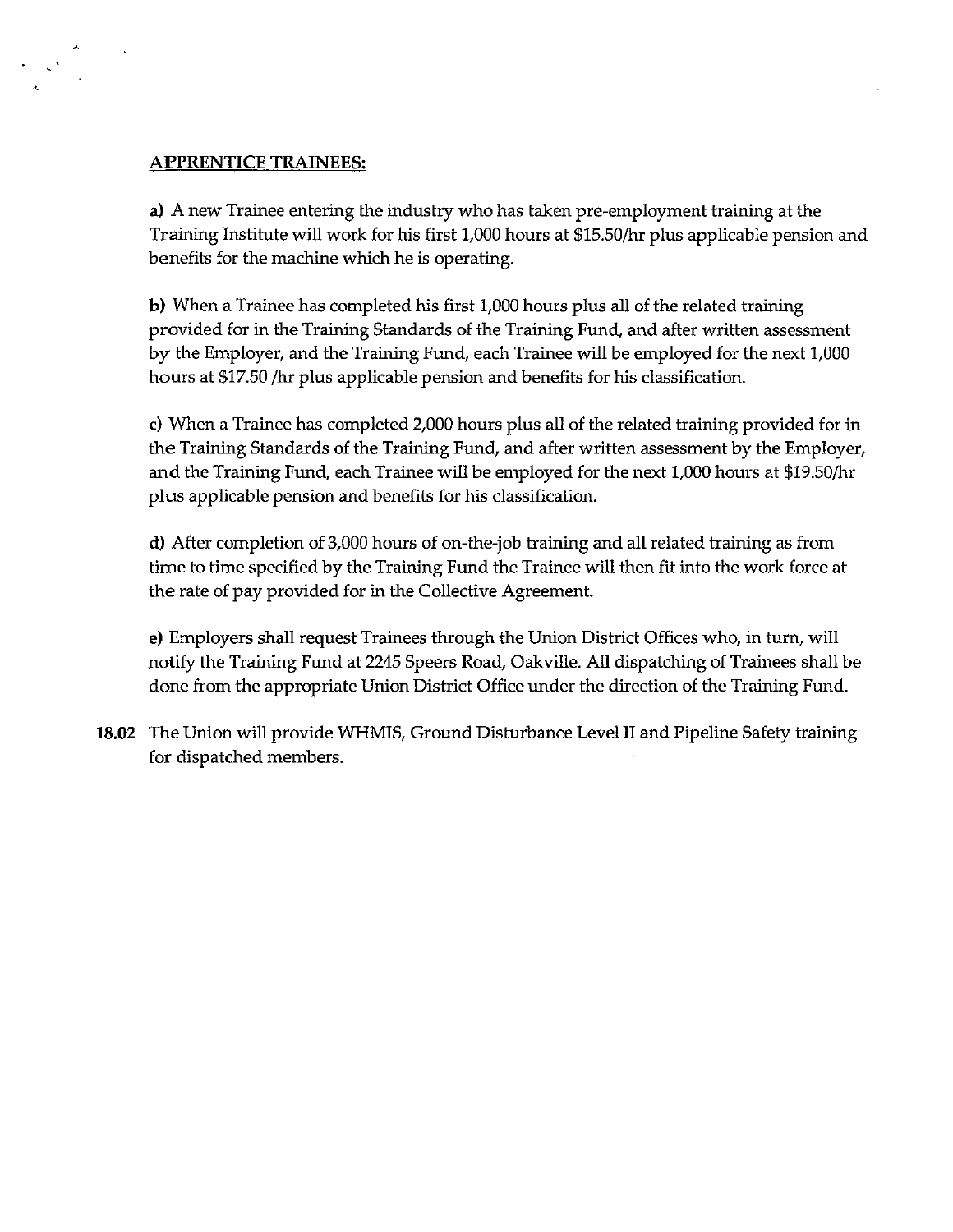**APPRENTICE TRAINEES:**

**a)** A new Trainee entering the industry who has taken pre-employment training at the Training Institute will work for his first 1,000 hours at $15.50/hr plus applicable pension and benefits for the machine which he is operating.

**b)** When a Trainee has completed his first 1,000 hours plus all of the related training provided for in the Training Standards of the Training Fund, and after written assessment by the Employer, and the Training Fund, each Trainee will be employed for the next 1,000 hours at $17.50 /hr plus applicable pension and benefits for his classification.

**c)** When a Trainee has completed 2,000 hours plus all of the related training provided for in the Training Standards of the Training Fund, and after written assessment by the Employer, and the Training Fund, each Trainee will be employed for the next 1,000 hours at $19.50/hr plus applicable pension and benefits for his classification.

**d)** After completion of 3,000 hours of on-the-job training and all related training as from time to time specified by the Training Fund the Trainee will then fit into the work force at the rate of pay provided for in the Collective Agreement.

**e)** Employers shall request Trainees through the Union District Offices who, in turn, will notify the Training Fund at 2245 Speers Road, Oakville. All dispatching of Trainees shall be done from the appropriate Union District Office under the direction of the Training Fund.

**18.02** The Union will provide WHMIS, Ground Disturbance Level II and Pipeline Safety training for dispatched members.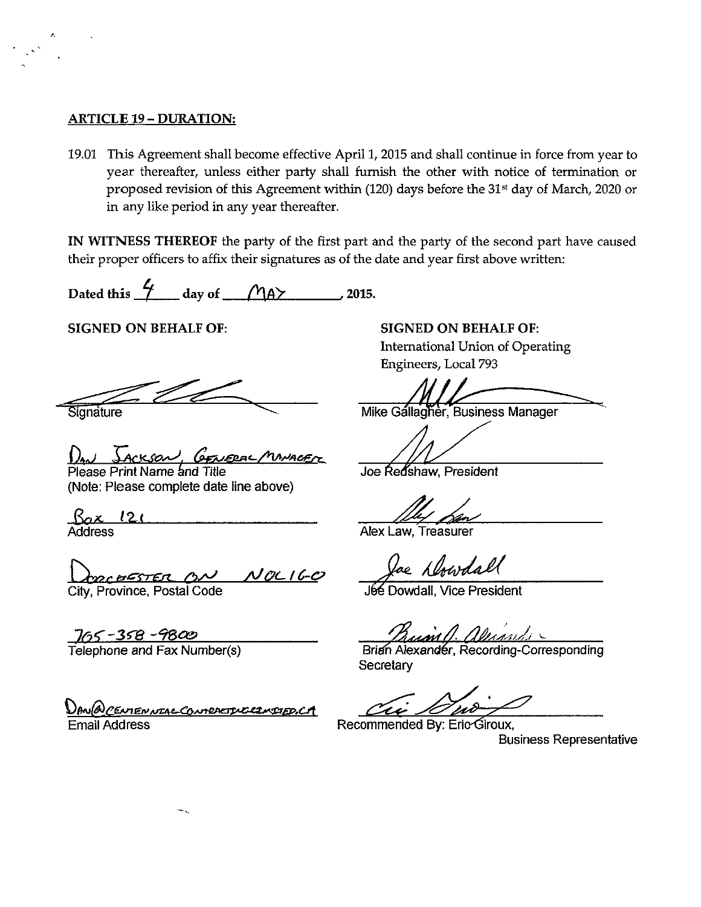## ARTICLE 19 – DURATION:

19.01 This Agreement shall become effective April 1, 2015 and shall continue in force from year to year thereafter, unless either party shall furnish the other with notice of termination or proposed revision of this Agreement within (120) days before the 31st day of March, 2020 or in any like period in any year thereafter.

**IN WITNESS THEREOF** the party of the first part and the party of the second part have caused their proper officers to affix their signatures as of the date and year first above written:

**Dated this** 4 **day of** MAY **, 2015.**

**SIGNED ON BEHALF OF:**

Signature

DAN JACKSON, GENERAL MANAGER
Please Print Name and Title
(Note: Please complete date line above)

Box 121
Address

DORCHESTER ON N0L1G0
City, Province, Postal Code

705-358-9800
Telephone and Fax Number(s)

DAN@CENTENNIALCONTRACTINGLIMITED.CA
Email Address

**SIGNED ON BEHALF OF:**
International Union of Operating Engineers, Local 793

Mike Gallagher, Business Manager

Joe Redshaw, President

Alex Law, Treasurer

Joe Dowdall, Vice President

Brian Alexander, Recording-Corresponding Secretary

Recommended By: Eric Giroux, Business Representative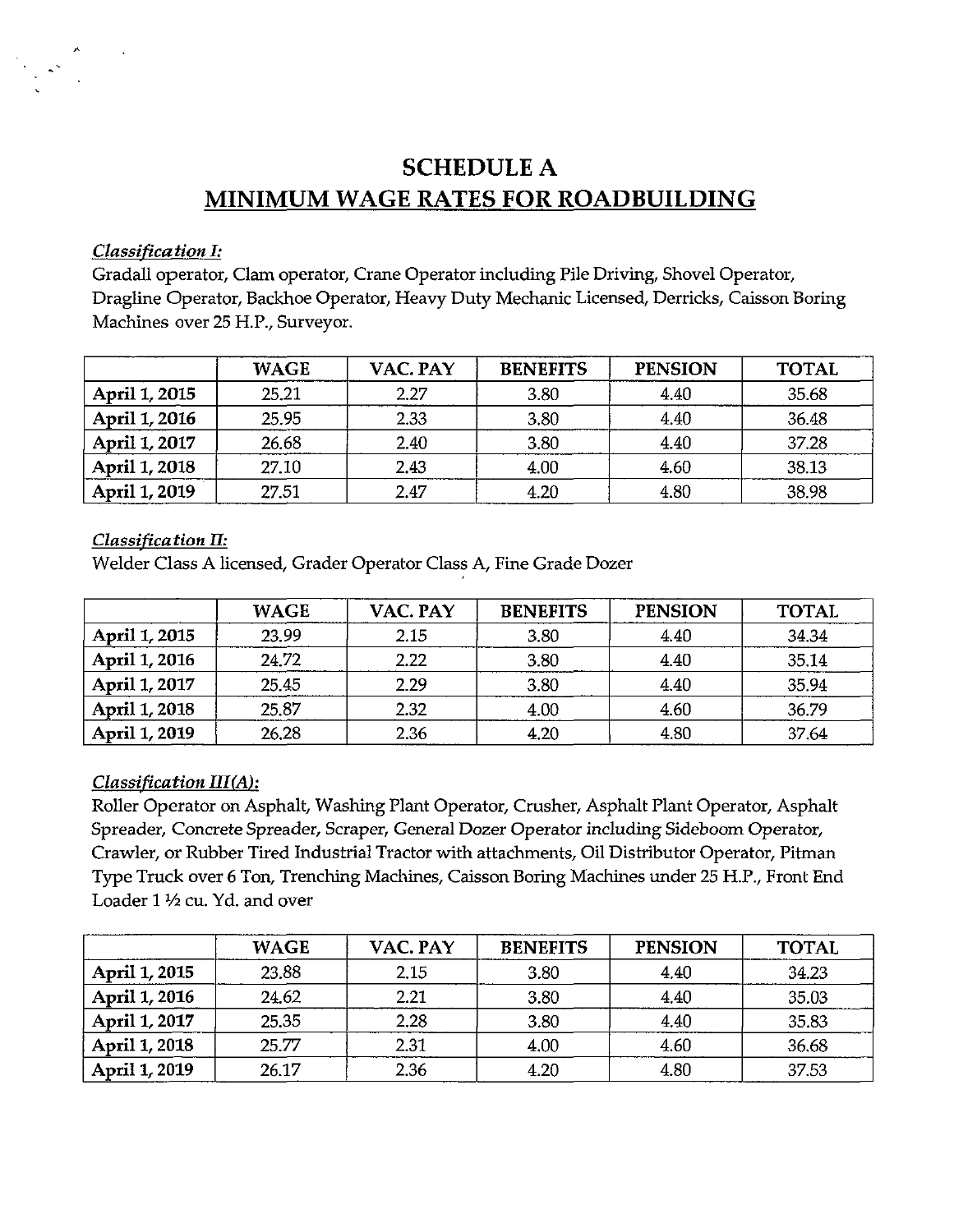# SCHEDULE A
## MINIMUM WAGE RATES FOR ROADBUILDING

*Classification I:*
Gradall operator, Clam operator, Crane Operator including Pile Driving, Shovel Operator, Dragline Operator, Backhoe Operator, Heavy Duty Mechanic Licensed, Derricks, Caisson Boring Machines over 25 H.P., Surveyor.

| | WAGE | VAC. PAY | BENEFITS | PENSION | TOTAL |
|---|---|---|---|---|---|
| **April 1, 2015** | 25.21 | 2.27 | 3.80 | 4.40 | 35.68 |
| **April 1, 2016** | 25.95 | 2.33 | 3.80 | 4.40 | 36.48 |
| **April 1, 2017** | 26.68 | 2.40 | 3.80 | 4.40 | 37.28 |
| **April 1, 2018** | 27.10 | 2.43 | 4.00 | 4.60 | 38.13 |
| **April 1, 2019** | 27.51 | 2.47 | 4.20 | 4.80 | 38.98 |

*Classification II:*
Welder Class A licensed, Grader Operator Class A, Fine Grade Dozer

| | WAGE | VAC. PAY | BENEFITS | PENSION | TOTAL |
|---|---|---|---|---|---|
| **April 1, 2015** | 23.99 | 2.15 | 3.80 | 4.40 | 34.34 |
| **April 1, 2016** | 24.72 | 2.22 | 3.80 | 4.40 | 35.14 |
| **April 1, 2017** | 25.45 | 2.29 | 3.80 | 4.40 | 35.94 |
| **April 1, 2018** | 25.87 | 2.32 | 4.00 | 4.60 | 36.79 |
| **April 1, 2019** | 26.28 | 2.36 | 4.20 | 4.80 | 37.64 |

*Classification III(A):*
Roller Operator on Asphalt, Washing Plant Operator, Crusher, Asphalt Plant Operator, Asphalt Spreader, Concrete Spreader, Scraper, General Dozer Operator including Sideboom Operator, Crawler, or Rubber Tired Industrial Tractor with attachments, Oil Distributor Operator, Pitman Type Truck over 6 Ton, Trenching Machines, Caisson Boring Machines under 25 H.P., Front End Loader 1 ½ cu. Yd. and over

| | WAGE | VAC. PAY | BENEFITS | PENSION | TOTAL |
|---|---|---|---|---|---|
| **April 1, 2015** | 23.88 | 2.15 | 3.80 | 4.40 | 34.23 |
| **April 1, 2016** | 24.62 | 2.21 | 3.80 | 4.40 | 35.03 |
| **April 1, 2017** | 25.35 | 2.28 | 3.80 | 4.40 | 35.83 |
| **April 1, 2018** | 25.77 | 2.31 | 4.00 | 4.60 | 36.68 |
| **April 1, 2019** | 26.17 | 2.36 | 4.20 | 4.80 | 37.53 |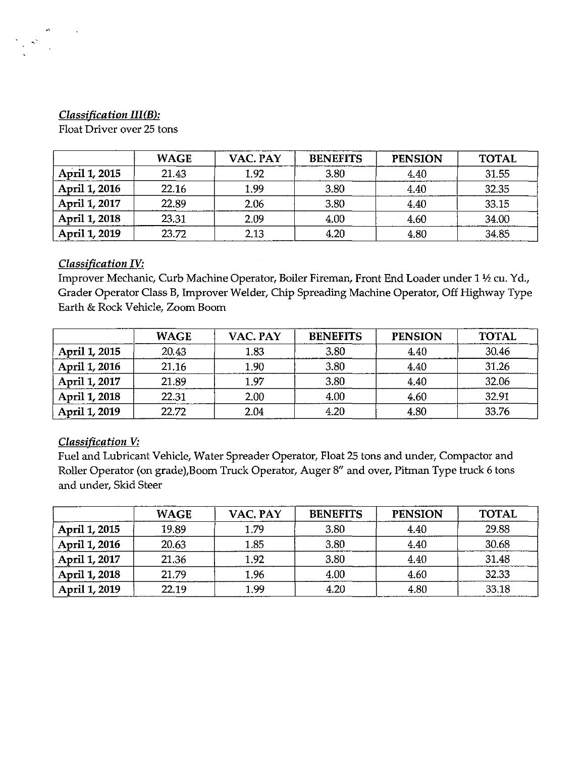*Classification III(B):*

Float Driver over 25 tons

| | WAGE | VAC. PAY | BENEFITS | PENSION | TOTAL |
|---|---|---|---|---|---|
| April 1, 2015 | 21.43 | 1.92 | 3.80 | 4.40 | 31.55 |
| April 1, 2016 | 22.16 | 1.99 | 3.80 | 4.40 | 32.35 |
| April 1, 2017 | 22.89 | 2.06 | 3.80 | 4.40 | 33.15 |
| April 1, 2018 | 23.31 | 2.09 | 4.00 | 4.60 | 34.00 |
| April 1, 2019 | 23.72 | 2.13 | 4.20 | 4.80 | 34.85 |

*Classification IV:*

Improver Mechanic, Curb Machine Operator, Boiler Fireman, Front End Loader under 1 ½ cu. Yd., Grader Operator Class B, Improver Welder, Chip Spreading Machine Operator, Off Highway Type Earth & Rock Vehicle, Zoom Boom

| | WAGE | VAC. PAY | BENEFITS | PENSION | TOTAL |
|---|---|---|---|---|---|
| April 1, 2015 | 20.43 | 1.83 | 3.80 | 4.40 | 30.46 |
| April 1, 2016 | 21.16 | 1.90 | 3.80 | 4.40 | 31.26 |
| April 1, 2017 | 21.89 | 1.97 | 3.80 | 4.40 | 32.06 |
| April 1, 2018 | 22.31 | 2.00 | 4.00 | 4.60 | 32.91 |
| April 1, 2019 | 22.72 | 2.04 | 4.20 | 4.80 | 33.76 |

*Classification V:*

Fuel and Lubricant Vehicle, Water Spreader Operator, Float 25 tons and under, Compactor and Roller Operator (on grade),Boom Truck Operator, Auger 8" and over, Pitman Type truck 6 tons and under, Skid Steer

| | WAGE | VAC. PAY | BENEFITS | PENSION | TOTAL |
|---|---|---|---|---|---|
| April 1, 2015 | 19.89 | 1.79 | 3.80 | 4.40 | 29.88 |
| April 1, 2016 | 20.63 | 1.85 | 3.80 | 4.40 | 30.68 |
| April 1, 2017 | 21.36 | 1.92 | 3.80 | 4.40 | 31.48 |
| April 1, 2018 | 21.79 | 1.96 | 4.00 | 4.60 | 32.33 |
| April 1, 2019 | 22.19 | 1.99 | 4.20 | 4.80 | 33.18 |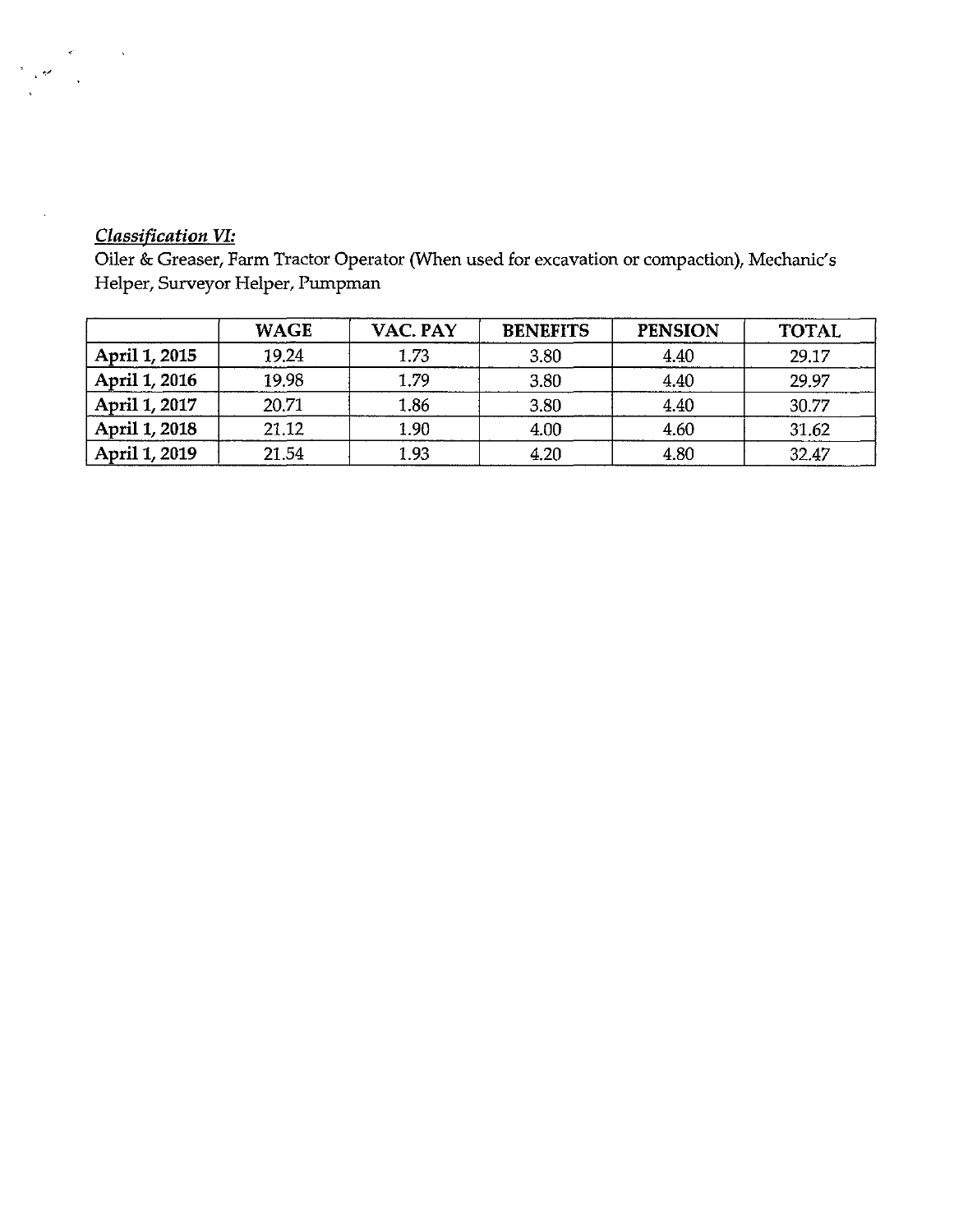*Classification VI:*

Oiler & Greaser, Farm Tractor Operator (When used for excavation or compaction), Mechanic's Helper, Surveyor Helper, Pumpman

| | WAGE | VAC. PAY | BENEFITS | PENSION | TOTAL |
|---|---|---|---|---|---|
| **April 1, 2015** | 19.24 | 1.73 | 3.80 | 4.40 | 29.17 |
| **April 1, 2016** | 19.98 | 1.79 | 3.80 | 4.40 | 29.97 |
| **April 1, 2017** | 20.71 | 1.86 | 3.80 | 4.40 | 30.77 |
| **April 1, 2018** | 21.12 | 1.90 | 4.00 | 4.60 | 31.62 |
| **April 1, 2019** | 21.54 | 1.93 | 4.20 | 4.80 | 32.47 |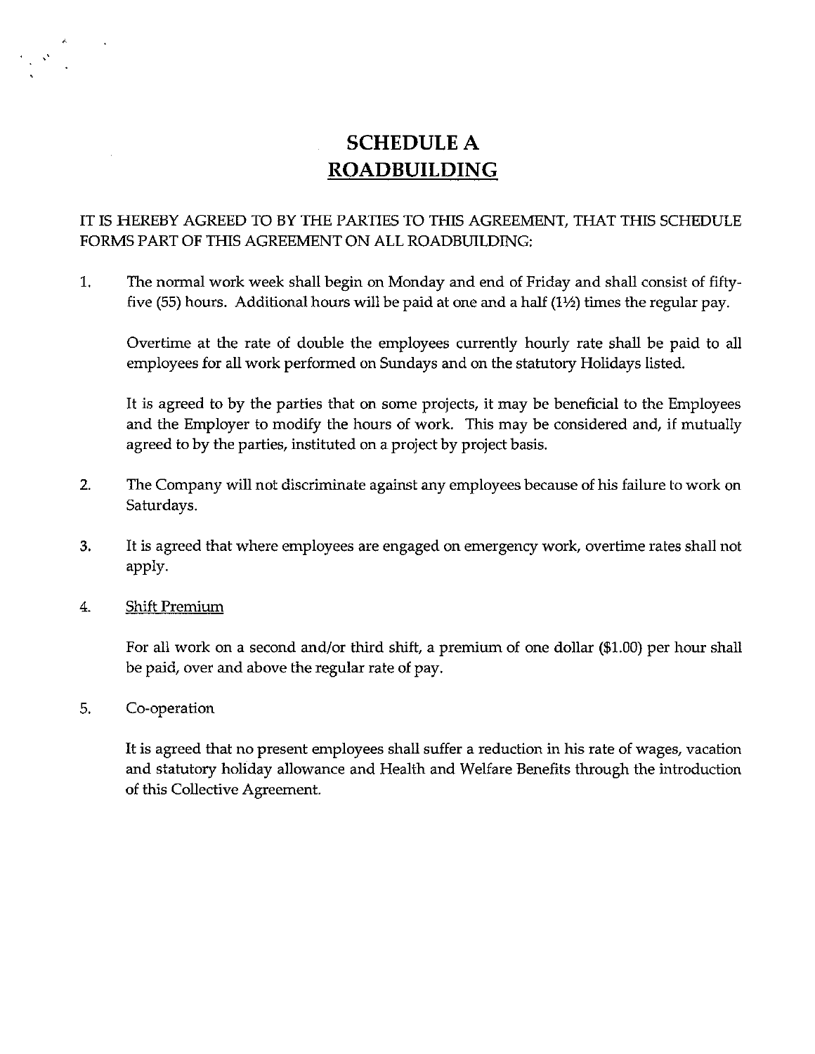# SCHEDULE A
## ROADBUILDING

IT IS HEREBY AGREED TO BY THE PARTIES TO THIS AGREEMENT, THAT THIS SCHEDULE FORMS PART OF THIS AGREEMENT ON ALL ROADBUILDING:

1. The normal work week shall begin on Monday and end of Friday and shall consist of fifty-five (55) hours. Additional hours will be paid at one and a half (1½) times the regular pay.

   Overtime at the rate of double the employees currently hourly rate shall be paid to all employees for all work performed on Sundays and on the statutory Holidays listed.

   It is agreed to by the parties that on some projects, it may be beneficial to the Employees and the Employer to modify the hours of work. This may be considered and, if mutually agreed to by the parties, instituted on a project by project basis.

2. The Company will not discriminate against any employees because of his failure to work on Saturdays.

3. It is agreed that where employees are engaged on emergency work, overtime rates shall not apply.

4. Shift Premium

   For all work on a second and/or third shift, a premium of one dollar ($1.00) per hour shall be paid, over and above the regular rate of pay.

5. Co-operation

   It is agreed that no present employees shall suffer a reduction in his rate of wages, vacation and statutory holiday allowance and Health and Welfare Benefits through the introduction of this Collective Agreement.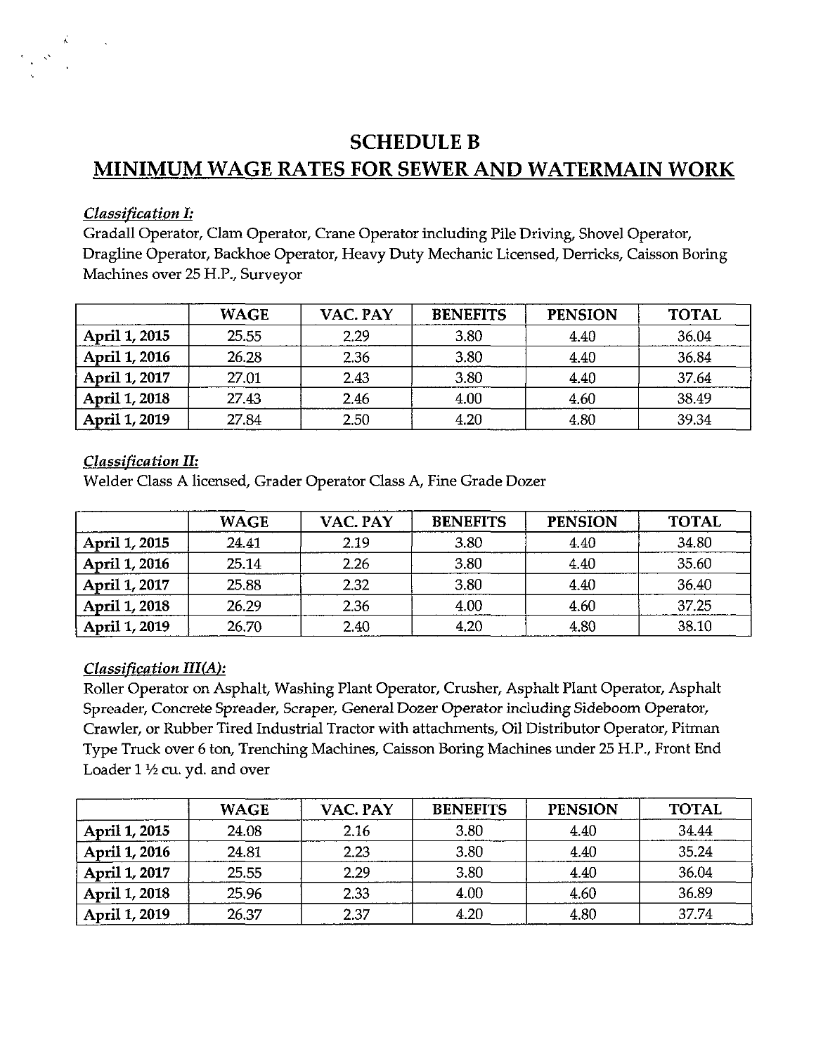# SCHEDULE B

## MINIMUM WAGE RATES FOR SEWER AND WATERMAIN WORK

***Classification I:***

Gradall Operator, Clam Operator, Crane Operator including Pile Driving, Shovel Operator, Dragline Operator, Backhoe Operator, Heavy Duty Mechanic Licensed, Derricks, Caisson Boring Machines over 25 H.P., Surveyor

| | WAGE | VAC. PAY | BENEFITS | PENSION | TOTAL |
|---|---|---|---|---|---|
| **April 1, 2015** | 25.55 | 2.29 | 3.80 | 4.40 | 36.04 |
| **April 1, 2016** | 26.28 | 2.36 | 3.80 | 4.40 | 36.84 |
| **April 1, 2017** | 27.01 | 2.43 | 3.80 | 4.40 | 37.64 |
| **April 1, 2018** | 27.43 | 2.46 | 4.00 | 4.60 | 38.49 |
| **April 1, 2019** | 27.84 | 2.50 | 4.20 | 4.80 | 39.34 |

***Classification II:***

Welder Class A licensed, Grader Operator Class A, Fine Grade Dozer

| | WAGE | VAC. PAY | BENEFITS | PENSION | TOTAL |
|---|---|---|---|---|---|
| **April 1, 2015** | 24.41 | 2.19 | 3.80 | 4.40 | 34.80 |
| **April 1, 2016** | 25.14 | 2.26 | 3.80 | 4.40 | 35.60 |
| **April 1, 2017** | 25.88 | 2.32 | 3.80 | 4.40 | 36.40 |
| **April 1, 2018** | 26.29 | 2.36 | 4.00 | 4.60 | 37.25 |
| **April 1, 2019** | 26.70 | 2.40 | 4.20 | 4.80 | 38.10 |

***Classification III(A):***

Roller Operator on Asphalt, Washing Plant Operator, Crusher, Asphalt Plant Operator, Asphalt Spreader, Concrete Spreader, Scraper, General Dozer Operator including Sideboom Operator, Crawler, or Rubber Tired Industrial Tractor with attachments, Oil Distributor Operator, Pitman Type Truck over 6 ton, Trenching Machines, Caisson Boring Machines under 25 H.P., Front End Loader 1 ½ cu. yd. and over

| | WAGE | VAC. PAY | BENEFITS | PENSION | TOTAL |
|---|---|---|---|---|---|
| **April 1, 2015** | 24.08 | 2.16 | 3.80 | 4.40 | 34.44 |
| **April 1, 2016** | 24.81 | 2.23 | 3.80 | 4.40 | 35.24 |
| **April 1, 2017** | 25.55 | 2.29 | 3.80 | 4.40 | 36.04 |
| **April 1, 2018** | 25.96 | 2.33 | 4.00 | 4.60 | 36.89 |
| **April 1, 2019** | 26.37 | 2.37 | 4.20 | 4.80 | 37.74 |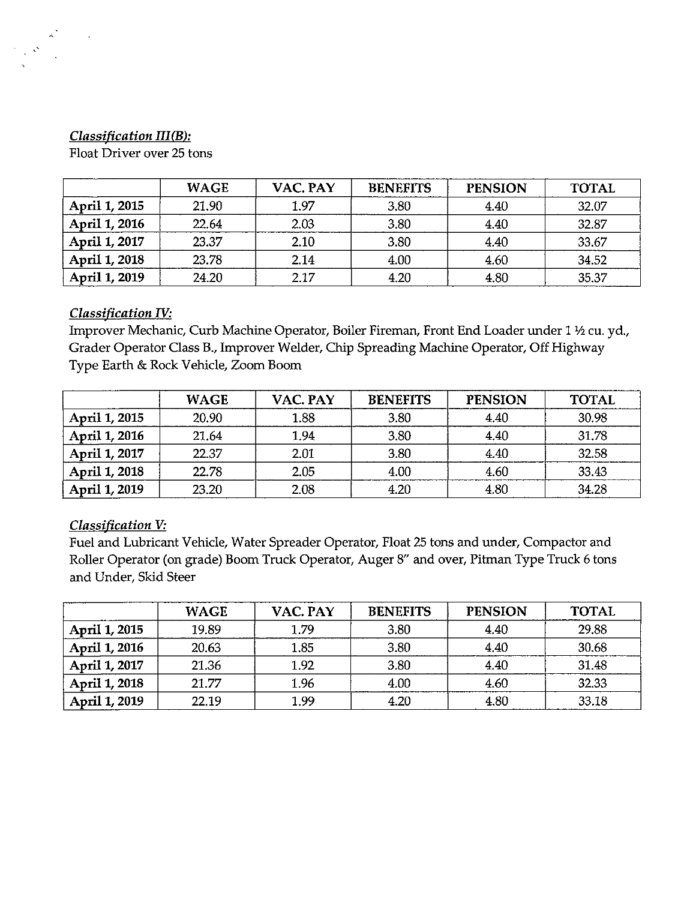***Classification III(B):***
Float Driver over 25 tons

| | WAGE | VAC. PAY | BENEFITS | PENSION | TOTAL |
|---|---|---|---|---|---|
| **April 1, 2015** | 21.90 | 1.97 | 3.80 | 4.40 | 32.07 |
| **April 1, 2016** | 22.64 | 2.03 | 3.80 | 4.40 | 32.87 |
| **April 1, 2017** | 23.37 | 2.10 | 3.80 | 4.40 | 33.67 |
| **April 1, 2018** | 23.78 | 2.14 | 4.00 | 4.60 | 34.52 |
| **April 1, 2019** | 24.20 | 2.17 | 4.20 | 4.80 | 35.37 |

***Classification IV:***
Improver Mechanic, Curb Machine Operator, Boiler Fireman, Front End Loader under 1 ½ cu. yd., Grader Operator Class B., Improver Welder, Chip Spreading Machine Operator, Off Highway Type Earth & Rock Vehicle, Zoom Boom

| | WAGE | VAC. PAY | BENEFITS | PENSION | TOTAL |
|---|---|---|---|---|---|
| **April 1, 2015** | 20.90 | 1.88 | 3.80 | 4.40 | 30.98 |
| **April 1, 2016** | 21.64 | 1.94 | 3.80 | 4.40 | 31.78 |
| **April 1, 2017** | 22.37 | 2.01 | 3.80 | 4.40 | 32.58 |
| **April 1, 2018** | 22.78 | 2.05 | 4.00 | 4.60 | 33.43 |
| **April 1, 2019** | 23.20 | 2.08 | 4.20 | 4.80 | 34.28 |

***Classification V:***
Fuel and Lubricant Vehicle, Water Spreader Operator, Float 25 tons and under, Compactor and Roller Operator (on grade) Boom Truck Operator, Auger 8" and over, Pitman Type Truck 6 tons and Under, Skid Steer

| | WAGE | VAC. PAY | BENEFITS | PENSION | TOTAL |
|---|---|---|---|---|---|
| **April 1, 2015** | 19.89 | 1.79 | 3.80 | 4.40 | 29.88 |
| **April 1, 2016** | 20.63 | 1.85 | 3.80 | 4.40 | 30.68 |
| **April 1, 2017** | 21.36 | 1.92 | 3.80 | 4.40 | 31.48 |
| **April 1, 2018** | 21.77 | 1.96 | 4.00 | 4.60 | 32.33 |
| **April 1, 2019** | 22.19 | 1.99 | 4.20 | 4.80 | 33.18 |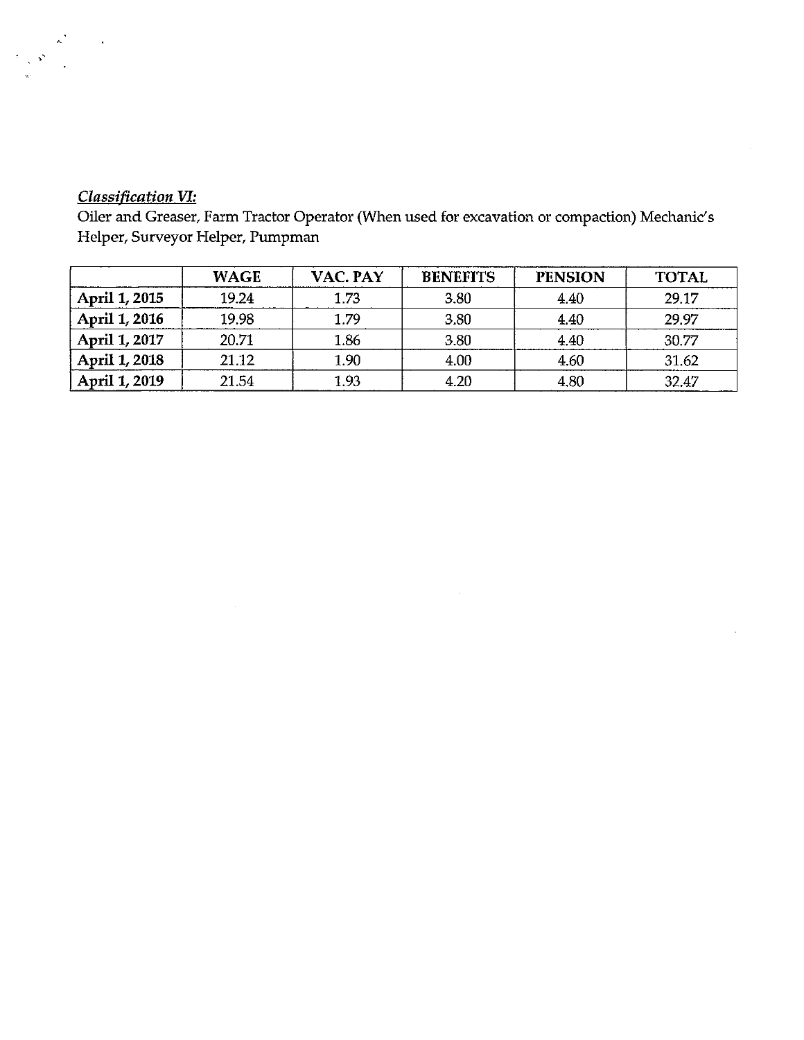***Classification VI:***
Oiler and Greaser, Farm Tractor Operator (When used for excavation or compaction) Mechanic's Helper, Surveyor Helper, Pumpman

| | WAGE | VAC. PAY | BENEFITS | PENSION | TOTAL |
|---|---|---|---|---|---|
| **April 1, 2015** | 19.24 | 1.73 | 3.80 | 4.40 | 29.17 |
| **April 1, 2016** | 19.98 | 1.79 | 3.80 | 4.40 | 29.97 |
| **April 1, 2017** | 20.71 | 1.86 | 3.80 | 4.40 | 30.77 |
| **April 1, 2018** | 21.12 | 1.90 | 4.00 | 4.60 | 31.62 |
| **April 1, 2019** | 21.54 | 1.93 | 4.20 | 4.80 | 32.47 |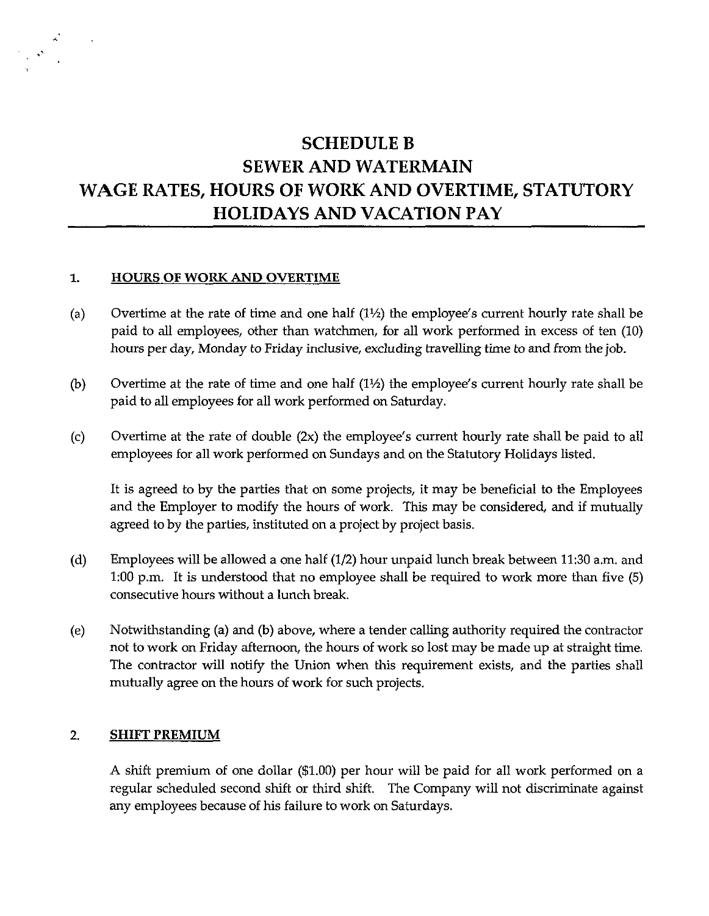# SCHEDULE B
# SEWER AND WATERMAIN
# WAGE RATES, HOURS OF WORK AND OVERTIME, STATUTORY HOLIDAYS AND VACATION PAY

## 1. HOURS OF WORK AND OVERTIME

(a) Overtime at the rate of time and one half (1½) the employee's current hourly rate shall be paid to all employees, other than watchmen, for all work performed in excess of ten (10) hours per day, Monday to Friday inclusive, excluding travelling time to and from the job.

(b) Overtime at the rate of time and one half (1½) the employee's current hourly rate shall be paid to all employees for all work performed on Saturday.

(c) Overtime at the rate of double (2x) the employee's current hourly rate shall be paid to all employees for all work performed on Sundays and on the Statutory Holidays listed.

It is agreed to by the parties that on some projects, it may be beneficial to the Employees and the Employer to modify the hours of work. This may be considered, and if mutually agreed to by the parties, instituted on a project by project basis.

(d) Employees will be allowed a one half (1/2) hour unpaid lunch break between 11:30 a.m. and 1:00 p.m. It is understood that no employee shall be required to work more than five (5) consecutive hours without a lunch break.

(e) Notwithstanding (a) and (b) above, where a tender calling authority required the contractor not to work on Friday afternoon, the hours of work so lost may be made up at straight time. The contractor will notify the Union when this requirement exists, and the parties shall mutually agree on the hours of work for such projects.

## 2. SHIFT PREMIUM

A shift premium of one dollar ($1.00) per hour will be paid for all work performed on a regular scheduled second shift or third shift. The Company will not discriminate against any employees because of his failure to work on Saturdays.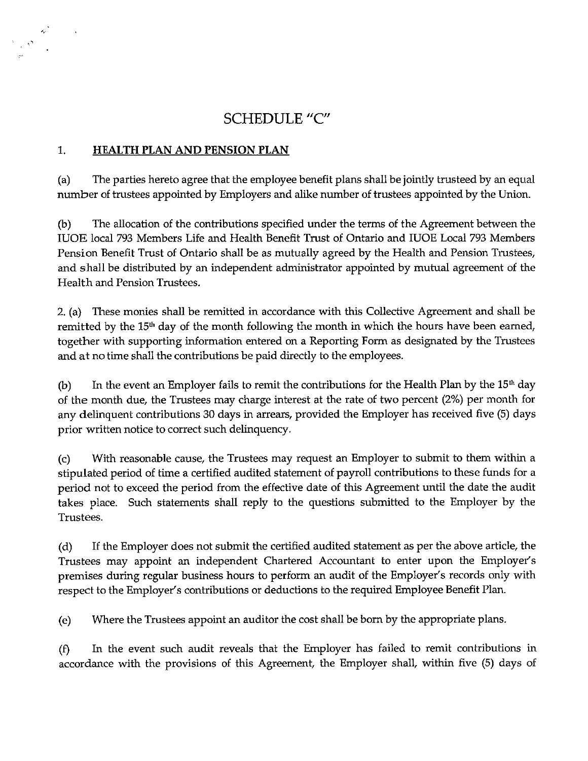# SCHEDULE "C"

## 1. HEALTH PLAN AND PENSION PLAN

(a) The parties hereto agree that the employee benefit plans shall be jointly trusteed by an equal number of trustees appointed by Employers and alike number of trustees appointed by the Union.

(b) The allocation of the contributions specified under the terms of the Agreement between the IUOE local 793 Members Life and Health Benefit Trust of Ontario and IUOE Local 793 Members Pension Benefit Trust of Ontario shall be as mutually agreed by the Health and Pension Trustees, and shall be distributed by an independent administrator appointed by mutual agreement of the Health and Pension Trustees.

2. (a) These monies shall be remitted in accordance with this Collective Agreement and shall be remitted by the 15th day of the month following the month in which the hours have been earned, together with supporting information entered on a Reporting Form as designated by the Trustees and at no time shall the contributions be paid directly to the employees.

(b) In the event an Employer fails to remit the contributions for the Health Plan by the 15th day of the month due, the Trustees may charge interest at the rate of two percent (2%) per month for any delinquent contributions 30 days in arrears, provided the Employer has received five (5) days prior written notice to correct such delinquency.

(c) With reasonable cause, the Trustees may request an Employer to submit to them within a stipulated period of time a certified audited statement of payroll contributions to these funds for a period not to exceed the period from the effective date of this Agreement until the date the audit takes place. Such statements shall reply to the questions submitted to the Employer by the Trustees.

(d) If the Employer does not submit the certified audited statement as per the above article, the Trustees may appoint an independent Chartered Accountant to enter upon the Employer's premises during regular business hours to perform an audit of the Employer's records only with respect to the Employer's contributions or deductions to the required Employee Benefit Plan.

(e) Where the Trustees appoint an auditor the cost shall be born by the appropriate plans.

(f) In the event such audit reveals that the Employer has failed to remit contributions in accordance with the provisions of this Agreement, the Employer shall, within five (5) days of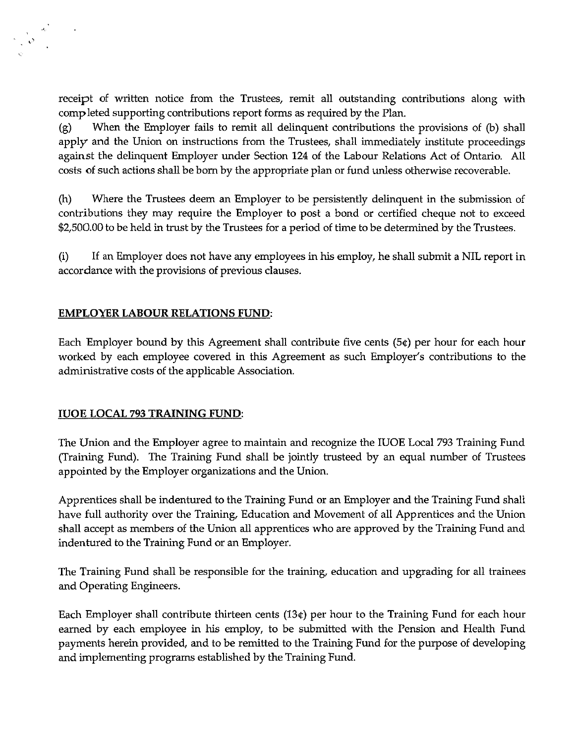receipt of written notice from the Trustees, remit all outstanding contributions along with completed supporting contributions report forms as required by the Plan.

(g) When the Employer fails to remit all delinquent contributions the provisions of (b) shall apply and the Union on instructions from the Trustees, shall immediately institute proceedings against the delinquent Employer under Section 124 of the Labour Relations Act of Ontario. All costs of such actions shall be born by the appropriate plan or fund unless otherwise recoverable.

(h) Where the Trustees deem an Employer to be persistently delinquent in the submission of contributions they may require the Employer to post a bond or certified cheque not to exceed $2,500.00 to be held in trust by the Trustees for a period of time to be determined by the Trustees.

(i) If an Employer does not have any employees in his employ, he shall submit a NIL report in accordance with the provisions of previous clauses.

**EMPLOYER LABOUR RELATIONS FUND:**

Each Employer bound by this Agreement shall contribute five cents (5¢) per hour for each hour worked by each employee covered in this Agreement as such Employer's contributions to the administrative costs of the applicable Association.

**IUOE LOCAL 793 TRAINING FUND:**

The Union and the Employer agree to maintain and recognize the IUOE Local 793 Training Fund (Training Fund). The Training Fund shall be jointly trusteed by an equal number of Trustees appointed by the Employer organizations and the Union.

Apprentices shall be indentured to the Training Fund or an Employer and the Training Fund shall have full authority over the Training, Education and Movement of all Apprentices and the Union shall accept as members of the Union all apprentices who are approved by the Training Fund and indentured to the Training Fund or an Employer.

The Training Fund shall be responsible for the training, education and upgrading for all trainees and Operating Engineers.

Each Employer shall contribute thirteen cents (13¢) per hour to the Training Fund for each hour earned by each employee in his employ, to be submitted with the Pension and Health Fund payments herein provided, and to be remitted to the Training Fund for the purpose of developing and implementing programs established by the Training Fund.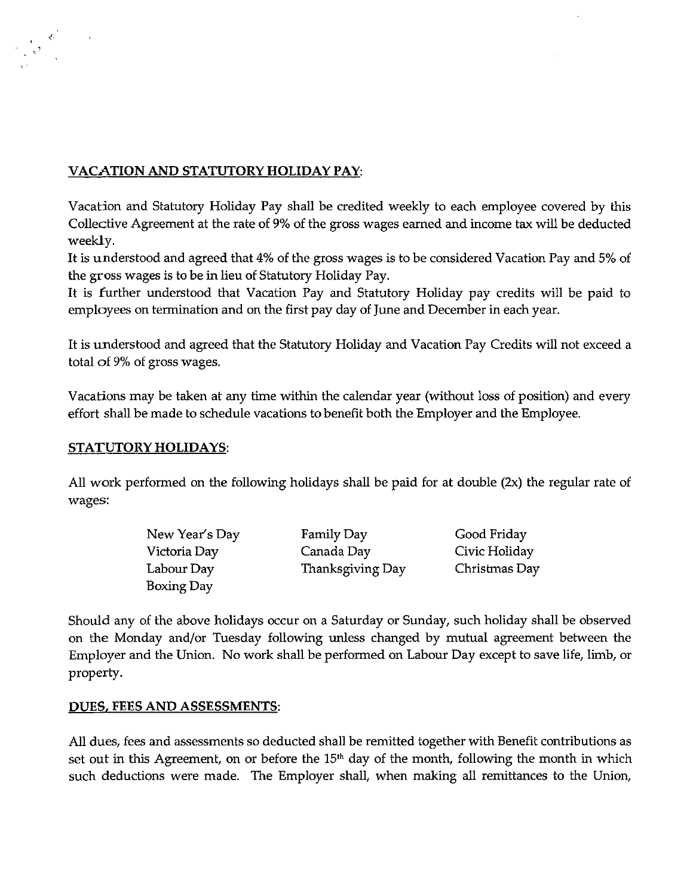## VACATION AND STATUTORY HOLIDAY PAY:

Vacation and Statutory Holiday Pay shall be credited weekly to each employee covered by this Collective Agreement at the rate of 9% of the gross wages earned and income tax will be deducted weekly.

It is understood and agreed that 4% of the gross wages is to be considered Vacation Pay and 5% of the gross wages is to be in lieu of Statutory Holiday Pay.

It is further understood that Vacation Pay and Statutory Holiday pay credits will be paid to employees on termination and on the first pay day of June and December in each year.

It is understood and agreed that the Statutory Holiday and Vacation Pay Credits will not exceed a total of 9% of gross wages.

Vacations may be taken at any time within the calendar year (without loss of position) and every effort shall be made to schedule vacations to benefit both the Employer and the Employee.

## STATUTORY HOLIDAYS:

All work performed on the following holidays shall be paid for at double (2x) the regular rate of wages:

| | | |
|---|---|---|
| New Year's Day | Family Day | Good Friday |
| Victoria Day | Canada Day | Civic Holiday |
| Labour Day | Thanksgiving Day | Christmas Day |
| Boxing Day | | |

Should any of the above holidays occur on a Saturday or Sunday, such holiday shall be observed on the Monday and/or Tuesday following unless changed by mutual agreement between the Employer and the Union. No work shall be performed on Labour Day except to save life, limb, or property.

## DUES, FEES AND ASSESSMENTS:

All dues, fees and assessments so deducted shall be remitted together with Benefit contributions as set out in this Agreement, on or before the 15th day of the month, following the month in which such deductions were made. The Employer shall, when making all remittances to the Union,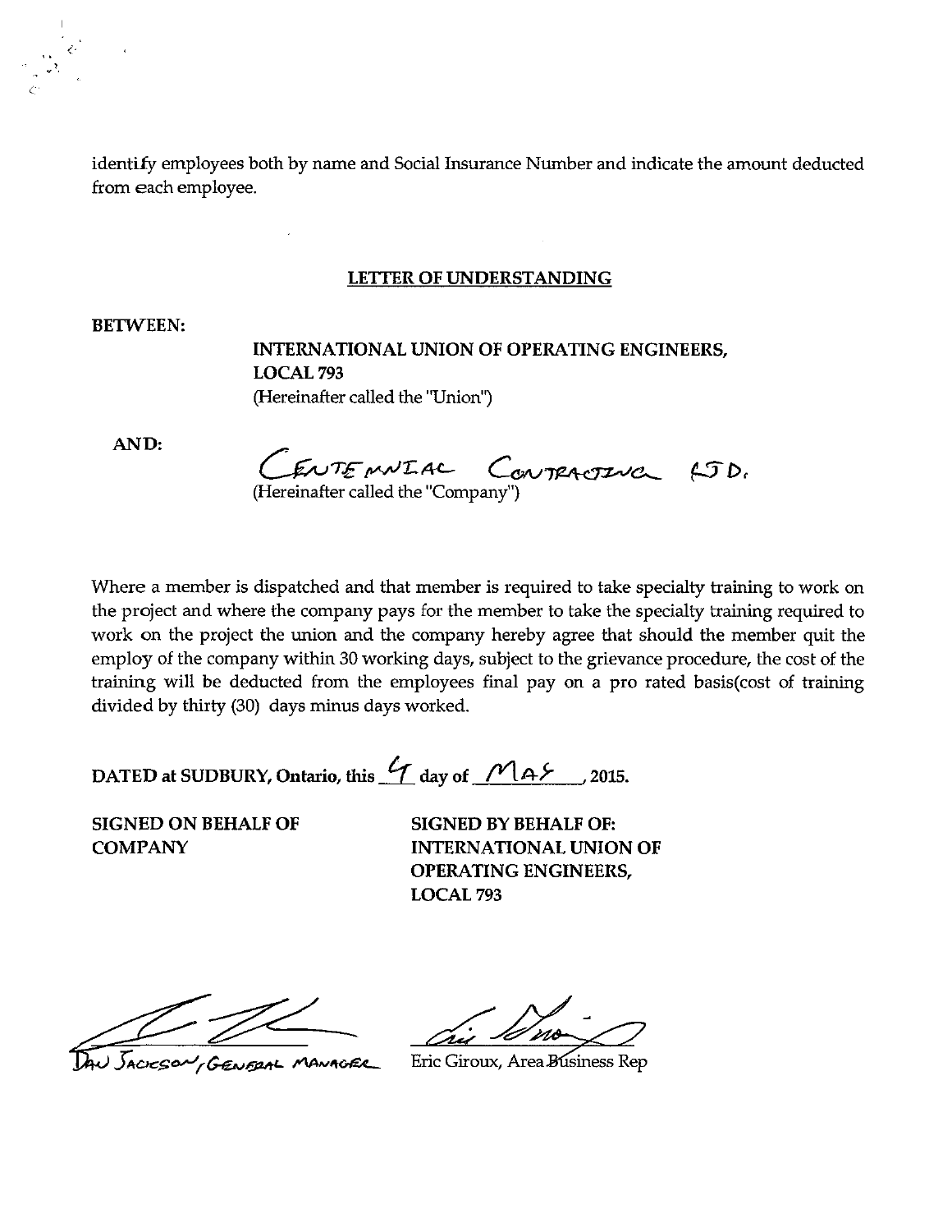identify employees both by name and Social Insurance Number and indicate the amount deducted from each employee.

## LETTER OF UNDERSTANDING

**BETWEEN:**

**INTERNATIONAL UNION OF OPERATING ENGINEERS, LOCAL 793**
(Hereinafter called the "Union")

**AND:**

CENTENNIAL CONTRACTING LTD.
(Hereinafter called the "Company")

Where a member is dispatched and that member is required to take specialty training to work on the project and where the company pays for the member to take the specialty training required to work on the project the union and the company hereby agree that should the member quit the employ of the company within 30 working days, subject to the grievance procedure, the cost of the training will be deducted from the employees final pay on a pro rated basis(cost of training divided by thirty (30) days minus days worked.

**DATED at SUDBURY, Ontario, this 4 day of MAY, 2015.**

| | |
|---|---|
| **SIGNED ON BEHALF OF COMPANY** | **SIGNED BY BEHALF OF: INTERNATIONAL UNION OF OPERATING ENGINEERS, LOCAL 793** |
| DAN JACKSON, GENERAL MANAGER | Eric Giroux, Area Business Rep |